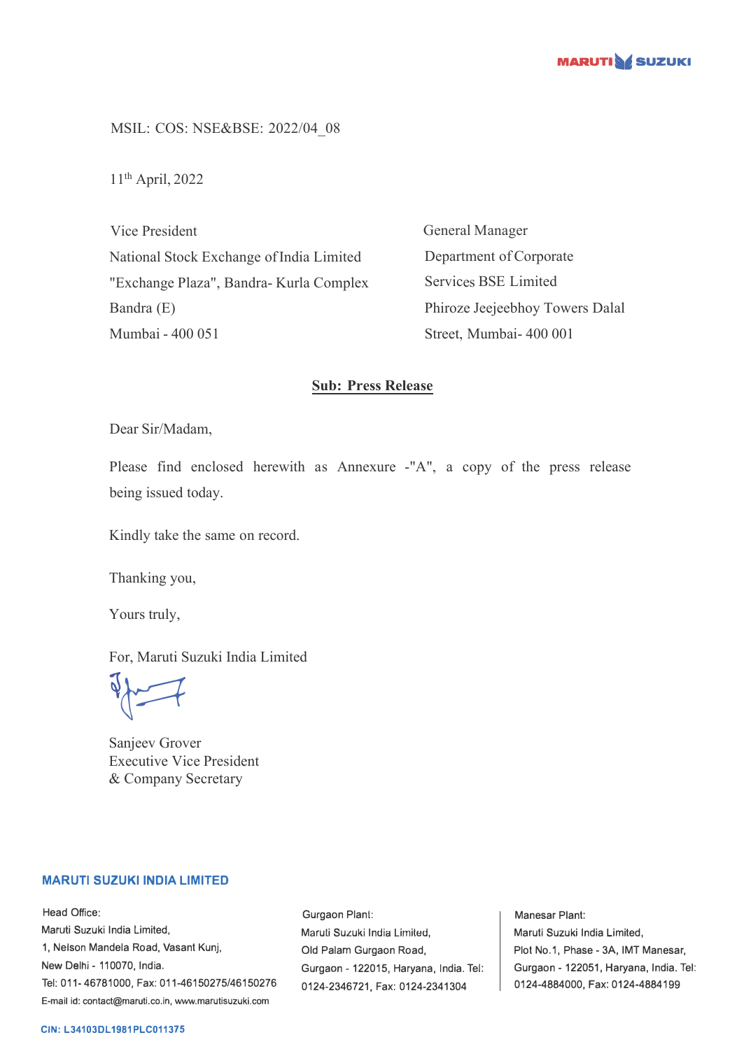MSIL: COS: NSE&BSE: 2022/04_08

11th April, 2022

Vice President
National Stock Exchange of India Limited
"Exchange Plaza", Bandra- Kurla Complex
Bandra (E)
Mumbai - 400 051

General Manager
Department of Corporate
Services BSE Limited
Phiroze Jeejeebhoy Towers Dalal
Street, Mumbai- 400 001

**Sub: Press Release**

Dear Sir/Madam,

Please find enclosed herewith as Annexure -"A", a copy of the press release being issued today.

Kindly take the same on record.

Thanking you,

Yours truly,

For, Maruti Suzuki India Limited

Sanjeev Grover
Executive Vice President
& Company Secretary

**MARUTI SUZUKI INDIA LIMITED**

Head Office:
Maruti Suzuki India Limited,
1, Nelson Mandela Road, Vasant Kunj,
New Delhi - 110070, India.
Tel: 011- 46781000, Fax: 011-46150275/46150276
E-mail id: contact@maruti.co.in, www.marutisuzuki.com

Gurgaon Plant:
Maruti Suzuki India Limited,
Old Palam Gurgaon Road,
Gurgaon - 122015, Haryana, India. Tel: 0124-2346721, Fax: 0124-2341304

Manesar Plant:
Maruti Suzuki India Limited,
Plot No.1, Phase - 3A, IMT Manesar,
Gurgaon - 122051, Haryana, India. Tel: 0124-4884000, Fax: 0124-4884199

CIN: L34103DL1981PLC011375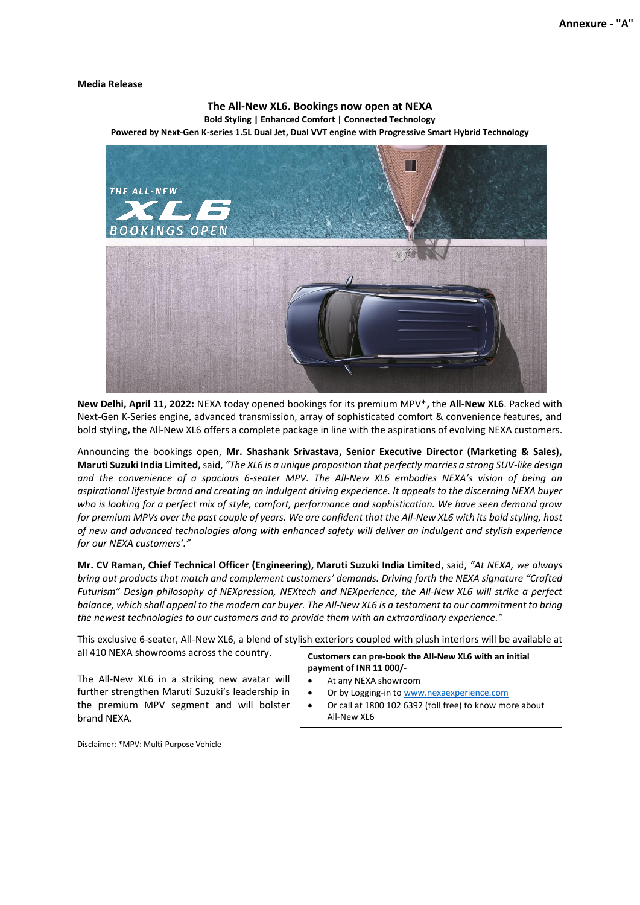Annexure - "A"

**Media Release**

## The All-New XL6. Bookings now open at NEXA

**Bold Styling | Enhanced Comfort | Connected Technology**

**Powered by Next-Gen K-series 1.5L Dual Jet, Dual VVT engine with Progressive Smart Hybrid Technology**

**New Delhi, April 11, 2022:** NEXA today opened bookings for its premium MPV*, the **All-New XL6**. Packed with Next-Gen K-Series engine, advanced transmission, array of sophisticated comfort & convenience features, and bold styling, the All-New XL6 offers a complete package in line with the aspirations of evolving NEXA customers.

Announcing the bookings open, **Mr. Shashank Srivastava, Senior Executive Director (Marketing & Sales), Maruti Suzuki India Limited,** said, *"The XL6 is a unique proposition that perfectly marries a strong SUV-like design and the convenience of a spacious 6-seater MPV. The All-New XL6 embodies NEXA's vision of being an aspirational lifestyle brand and creating an indulgent driving experience. It appeals to the discerning NEXA buyer who is looking for a perfect mix of style, comfort, performance and sophistication. We have seen demand grow for premium MPVs over the past couple of years. We are confident that the All-New XL6 with its bold styling, host of new and advanced technologies along with enhanced safety will deliver an indulgent and stylish experience for our NEXA customers'."*

**Mr. CV Raman, Chief Technical Officer (Engineering), Maruti Suzuki India Limited**, said, *"At NEXA, we always bring out products that match and complement customers' demands. Driving forth the NEXA signature "Crafted Futurism" Design philosophy of NEXpression, NEXtech and NEXperience, the All-New XL6 will strike a perfect balance, which shall appeal to the modern car buyer. The All-New XL6 is a testament to our commitment to bring the newest technologies to our customers and to provide them with an extraordinary experience."*

This exclusive 6-seater, All-New XL6, a blend of stylish exteriors coupled with plush interiors will be available at all 410 NEXA showrooms across the country.

The All-New XL6 in a striking new avatar will further strengthen Maruti Suzuki's leadership in the premium MPV segment and will bolster brand NEXA.

**Customers can pre-book the All-New XL6 with an initial payment of INR 11 000/-**

- At any NEXA showroom
- Or by Logging-in to www.nexaexperience.com
- Or call at 1800 102 6392 (toll free) to know more about All-New XL6

Disclaimer: *MPV: Multi-Purpose Vehicle